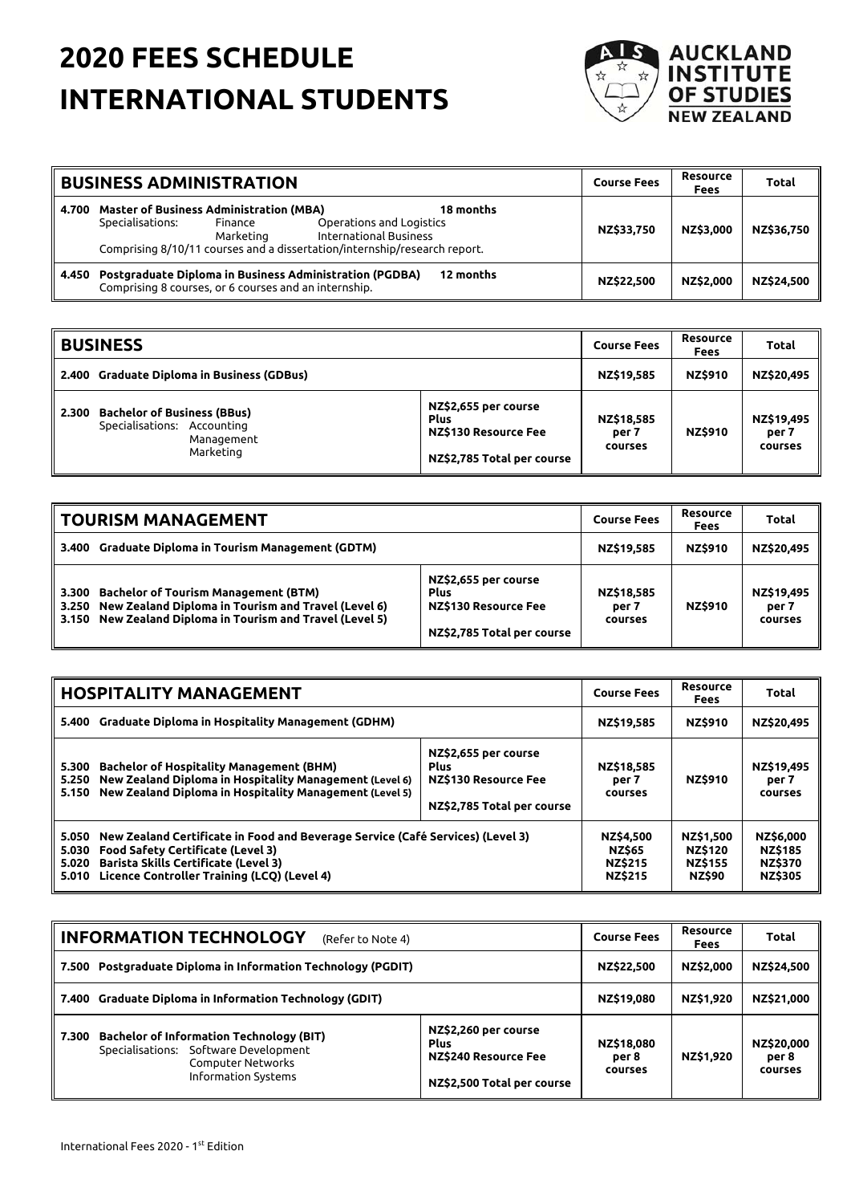# 2020 FEES SCHEDULE INTERNATIONAL STUDENTS

AUCKLAND INSTITUTE OF STUDIES NEW ZEALAND

| BUSINESS ADMINISTRATION | Course Fees | Resource Fees | Total |
|---|---|---|---|
| **4.700 Master of Business Administration (MBA)** 18 months<br>Specialisations: Finance, Marketing, Operations and Logistics, International Business<br>Comprising 8/10/11 courses and a dissertation/internship/research report. | NZ$33,750 | NZ$3,000 | NZ$36,750 |
| **4.450 Postgraduate Diploma in Business Administration (PGDBA)** 12 months<br>Comprising 8 courses, or 6 courses and an internship. | NZ$22,500 | NZ$2,000 | NZ$24,500 |

| BUSINESS | | Course Fees | Resource Fees | Total |
|---|---|---|---|---|
| **2.400 Graduate Diploma in Business (GDBus)** | | NZ$19,585 | NZ$910 | NZ$20,495 |
| **2.300 Bachelor of Business (BBus)**<br>Specialisations: Accounting, Management, Marketing | NZ$2,655 per course<br>Plus<br>NZ$130 Resource Fee<br>NZ$2,785 Total per course | NZ$18,585 per 7 courses | NZ$910 | NZ$19,495 per 7 courses |

| TOURISM MANAGEMENT | | Course Fees | Resource Fees | Total |
|---|---|---|---|---|
| **3.400 Graduate Diploma in Tourism Management (GDTM)** | | NZ$19,585 | NZ$910 | NZ$20,495 |
| **3.300 Bachelor of Tourism Management (BTM)**<br>**3.250 New Zealand Diploma in Tourism and Travel (Level 6)**<br>**3.150 New Zealand Diploma in Tourism and Travel (Level 5)** | NZ$2,655 per course<br>Plus<br>NZ$130 Resource Fee<br>NZ$2,785 Total per course | NZ$18,585 per 7 courses | NZ$910 | NZ$19,495 per 7 courses |

| HOSPITALITY MANAGEMENT | | Course Fees | Resource Fees | Total |
|---|---|---|---|---|
| **5.400 Graduate Diploma in Hospitality Management (GDHM)** | | NZ$19,585 | NZ$910 | NZ$20,495 |
| **5.300 Bachelor of Hospitality Management (BHM)**<br>**5.250 New Zealand Diploma in Hospitality Management (Level 6)**<br>**5.150 New Zealand Diploma in Hospitality Management (Level 5)** | NZ$2,655 per course<br>Plus<br>NZ$130 Resource Fee<br>NZ$2,785 Total per course | NZ$18,585 per 7 courses | NZ$910 | NZ$19,495 per 7 courses |
| **5.050 New Zealand Certificate in Food and Beverage Service (Café Services) (Level 3)** | | NZ$4,500 | NZ$1,500 | NZ$6,000 |
| **5.030 Food Safety Certificate (Level 3)** | | NZ$65 | NZ$120 | NZ$185 |
| **5.020 Barista Skills Certificate (Level 3)** | | NZ$215 | NZ$155 | NZ$370 |
| **5.010 Licence Controller Training (LCQ) (Level 4)** | | NZ$215 | NZ$90 | NZ$305 |

| INFORMATION TECHNOLOGY (Refer to Note 4) | | Course Fees | Resource Fees | Total |
|---|---|---|---|---|
| **7.500 Postgraduate Diploma in Information Technology (PGDIT)** | | NZ$22,500 | NZ$2,000 | NZ$24,500 |
| **7.400 Graduate Diploma in Information Technology (GDIT)** | | NZ$19,080 | NZ$1,920 | NZ$21,000 |
| **7.300 Bachelor of Information Technology (BIT)**<br>Specialisations: Software Development, Computer Networks, Information Systems | NZ$2,260 per course<br>Plus<br>NZ$240 Resource Fee<br>NZ$2,500 Total per course | NZ$18,080 per 8 courses | NZ$1,920 | NZ$20,000 per 8 courses |

International Fees 2020 - 1st Edition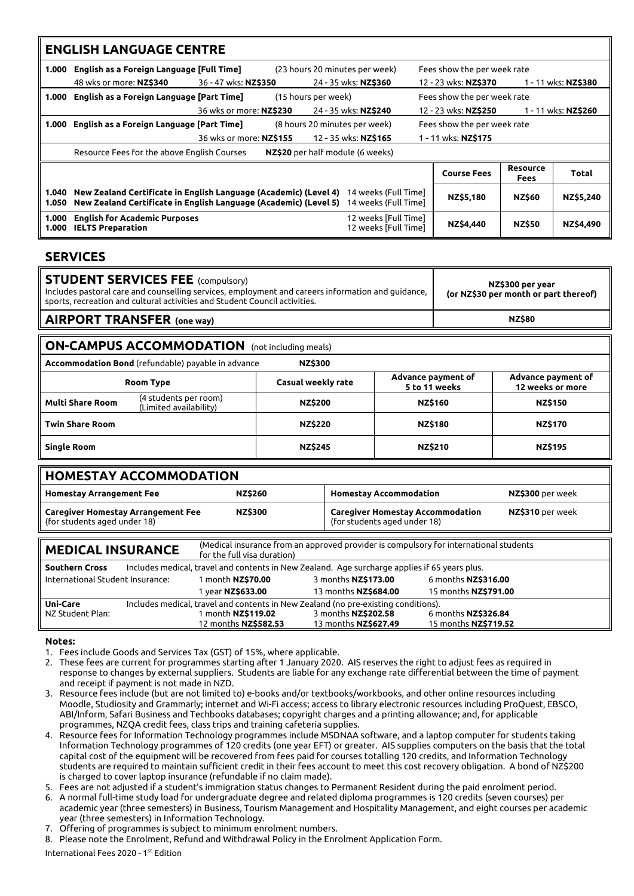## ENGLISH LANGUAGE CENTRE

| | | | | | |
|---|---|---|---|---|---|
| 1.000 | **English as a Foreign Language [Full Time]** | (23 hours 20 minutes per week) | | Fees show the per week rate | |
| | 48 wks or more: **NZ$340** | 36 - 47 wks: **NZ$350** | 24 - 35 wks: **NZ$360** | 12 - 23 wks: **NZ$370** | 1 - 11 wks: **NZ$380** |
| 1.000 | **English as a Foreign Language [Part Time]** | (15 hours per week) | | Fees show the per week rate | |
| | | 36 wks or more: **NZ$230** | 24 - 35 wks: **NZ$240** | 12 - 23 wks: **NZ$250** | 1 - 11 wks: **NZ$260** |
| 1.000 | **English as a Foreign Language [Part Time]** | (8 hours 20 minutes per week) | | Fees show the per week rate | |
| | | 36 wks or more: **NZ$155** | 12 - 35 wks: **NZ$165** | 1 - 11 wks: **NZ$175** | |
| | Resource Fees for the above English Courses | **NZ$20** per half module (6 weeks) | | | |

| | | | Course Fees | Resource Fees | Total |
|---|---|---|---|---|---|
| 1.040<br>1.050 | **New Zealand Certificate in English Language (Academic) (Level 4)**<br>**New Zealand Certificate in English Language (Academic) (Level 5)** | 14 weeks (Full Time]<br>14 weeks (Full Time] | **NZ$5,180** | **NZ$60** | **NZ$5,240** |
| 1.000<br>1.000 | **English for Academic Purposes**<br>**IELTS Preparation** | 12 weeks [Full Time]<br>12 weeks [Full Time] | **NZ$4,440** | **NZ$50** | **NZ$4,490** |

## SERVICES

| | |
|---|---|
| **STUDENT SERVICES FEE** (compulsory)<br>Includes pastoral care and counselling services, employment and careers information and guidance, sports, recreation and cultural activities and Student Council activities. | **NZ$300 per year (or NZ$30 per month or part thereof)** |
| **AIRPORT TRANSFER (one way)** | **NZ$80** |

## ON-CAMPUS ACCOMMODATION (not including meals)

**Accommodation Bond** (refundable) payable in advance **NZ$300**

| Room Type | | Casual weekly rate | Advance payment of 5 to 11 weeks | Advance payment of 12 weeks or more |
|---|---|---|---|---|
| **Multi Share Room** | (4 students per room) (Limited availability) | **NZ$200** | **NZ$160** | **NZ$150** |
| **Twin Share Room** | | **NZ$220** | **NZ$180** | **NZ$170** |
| **Single Room** | | **NZ$245** | **NZ$210** | **NZ$195** |

## HOMESTAY ACCOMMODATION

| | | | |
|---|---|---|---|
| **Homestay Arrangement Fee** | **NZ$260** | **Homestay Accommodation** | **NZ$300** per week |
| **Caregiver Homestay Arrangement Fee** (for students aged under 18) | **NZ$300** | **Caregiver Homestay Accommodation** (for students aged under 18) | **NZ$310** per week |

## MEDICAL INSURANCE

(Medical insurance from an approved provider is compulsory for international students for the full visa duration)

| | | | |
|---|---|---|---|
| **Southern Cross** | Includes medical, travel and contents in New Zealand. Age surcharge applies if 65 years plus. | | |
| International Student Insurance: | 1 month **NZ$70.00** | 3 months **NZ$173.00** | 6 months **NZ$316.00** |
| | 1 year **NZ$633.00** | 13 months **NZ$684.00** | 15 months **NZ$791.00** |
| **Uni-Care** | Includes medical, travel and contents in New Zealand (no pre-existing conditions). | | |
| NZ Student Plan: | 1 month **NZ$119.02** | 3 months **NZ$202.58** | 6 months **NZ$326.84** |
| | 12 months **NZ$582.53** | 13 months **NZ$627.49** | 15 months **NZ$719.52** |

**Notes:**

1. Fees include Goods and Services Tax (GST) of 15%, where applicable.
2. These fees are current for programmes starting after 1 January 2020. AIS reserves the right to adjust fees as required in response to changes by external suppliers. Students are liable for any exchange rate differential between the time of payment and receipt if payment is not made in NZD.
3. Resource fees include (but are not limited to) e-books and/or textbooks/workbooks, and other online resources including Moodle, Studiosity and Grammarly; internet and Wi-Fi access; access to library electronic resources including ProQuest, EBSCO, ABI/Inform, Safari Business and Techbooks databases; copyright charges and a printing allowance; and, for applicable programmes, NZQA credit fees, class trips and training cafeteria supplies.
4. Resource fees for Information Technology programmes include MSDNAA software, and a laptop computer for students taking Information Technology programmes of 120 credits (one year EFT) or greater. AIS supplies computers on the basis that the total capital cost of the equipment will be recovered from fees paid for courses totalling 120 credits, and Information Technology students are required to maintain sufficient credit in their fees account to meet this cost recovery obligation. A bond of NZ$200 is charged to cover laptop insurance (refundable if no claim made).
5. Fees are not adjusted if a student's immigration status changes to Permanent Resident during the paid enrolment period.
6. A normal full-time study load for undergraduate degree and related diploma programmes is 120 credits (seven courses) per academic year (three semesters) in Business, Tourism Management and Hospitality Management, and eight courses per academic year (three semesters) in Information Technology.
7. Offering of programmes is subject to minimum enrolment numbers.
8. Please note the Enrolment, Refund and Withdrawal Policy in the Enrolment Application Form.

International Fees 2020 - 1st Edition